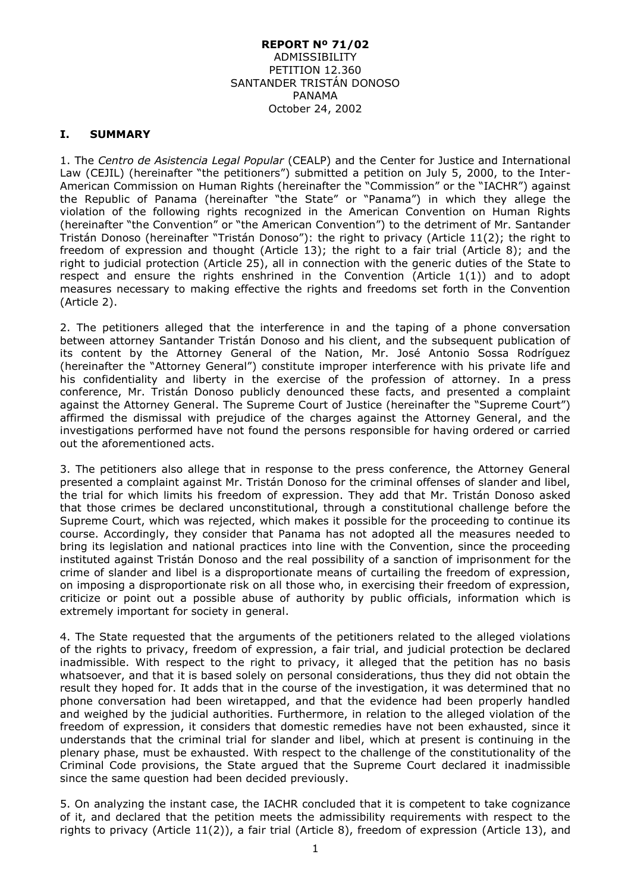**REPORT Nº 71/02**
ADMISSIBILITY
PETITION 12.360
SANTANDER TRISTÁN DONOSO
PANAMA
October 24, 2002

## I. SUMMARY

1. The *Centro de Asistencia Legal Popular* (CEALP) and the Center for Justice and International Law (CEJIL) (hereinafter "the petitioners") submitted a petition on July 5, 2000, to the Inter-American Commission on Human Rights (hereinafter the "Commission" or the "IACHR") against the Republic of Panama (hereinafter "the State" or "Panama") in which they allege the violation of the following rights recognized in the American Convention on Human Rights (hereinafter "the Convention" or "the American Convention") to the detriment of Mr. Santander Tristán Donoso (hereinafter "Tristán Donoso"): the right to privacy (Article 11(2); the right to freedom of expression and thought (Article 13); the right to a fair trial (Article 8); and the right to judicial protection (Article 25), all in connection with the generic duties of the State to respect and ensure the rights enshrined in the Convention (Article 1(1)) and to adopt measures necessary to making effective the rights and freedoms set forth in the Convention (Article 2).

2. The petitioners alleged that the interference in and the taping of a phone conversation between attorney Santander Tristán Donoso and his client, and the subsequent publication of its content by the Attorney General of the Nation, Mr. José Antonio Sossa Rodríguez (hereinafter the "Attorney General") constitute improper interference with his private life and his confidentiality and liberty in the exercise of the profession of attorney. In a press conference, Mr. Tristán Donoso publicly denounced these facts, and presented a complaint against the Attorney General. The Supreme Court of Justice (hereinafter the "Supreme Court") affirmed the dismissal with prejudice of the charges against the Attorney General, and the investigations performed have not found the persons responsible for having ordered or carried out the aforementioned acts.

3. The petitioners also allege that in response to the press conference, the Attorney General presented a complaint against Mr. Tristán Donoso for the criminal offenses of slander and libel, the trial for which limits his freedom of expression. They add that Mr. Tristán Donoso asked that those crimes be declared unconstitutional, through a constitutional challenge before the Supreme Court, which was rejected, which makes it possible for the proceeding to continue its course. Accordingly, they consider that Panama has not adopted all the measures needed to bring its legislation and national practices into line with the Convention, since the proceeding instituted against Tristán Donoso and the real possibility of a sanction of imprisonment for the crime of slander and libel is a disproportionate means of curtailing the freedom of expression, on imposing a disproportionate risk on all those who, in exercising their freedom of expression, criticize or point out a possible abuse of authority by public officials, information which is extremely important for society in general.

4. The State requested that the arguments of the petitioners related to the alleged violations of the rights to privacy, freedom of expression, a fair trial, and judicial protection be declared inadmissible. With respect to the right to privacy, it alleged that the petition has no basis whatsoever, and that it is based solely on personal considerations, thus they did not obtain the result they hoped for. It adds that in the course of the investigation, it was determined that no phone conversation had been wiretapped, and that the evidence had been properly handled and weighed by the judicial authorities. Furthermore, in relation to the alleged violation of the freedom of expression, it considers that domestic remedies have not been exhausted, since it understands that the criminal trial for slander and libel, which at present is continuing in the plenary phase, must be exhausted. With respect to the challenge of the constitutionality of the Criminal Code provisions, the State argued that the Supreme Court declared it inadmissible since the same question had been decided previously.

5. On analyzing the instant case, the IACHR concluded that it is competent to take cognizance of it, and declared that the petition meets the admissibility requirements with respect to the rights to privacy (Article 11(2)), a fair trial (Article 8), freedom of expression (Article 13), and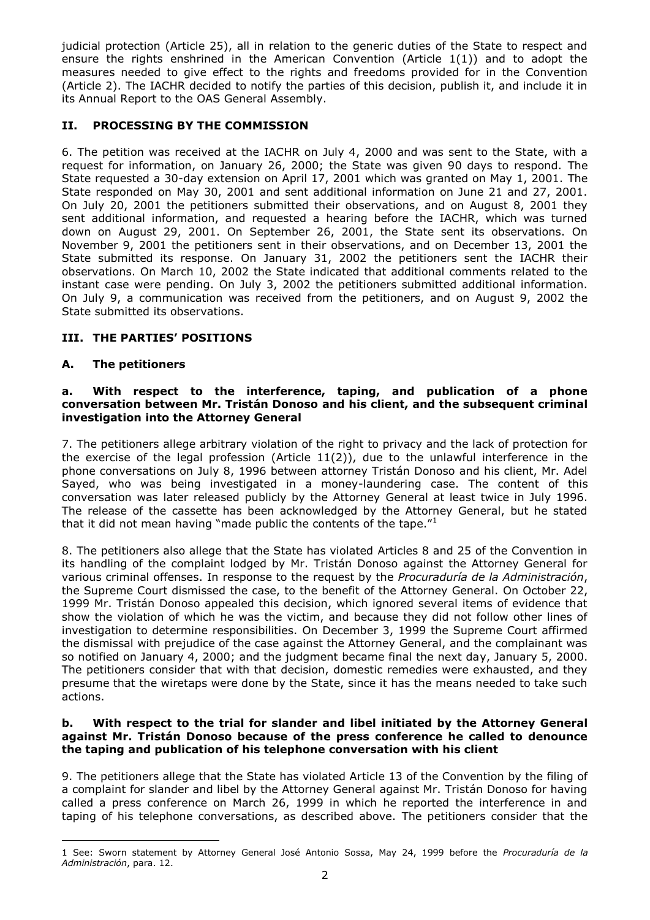judicial protection (Article 25), all in relation to the generic duties of the State to respect and ensure the rights enshrined in the American Convention (Article 1(1)) and to adopt the measures needed to give effect to the rights and freedoms provided for in the Convention (Article 2). The IACHR decided to notify the parties of this decision, publish it, and include it in its Annual Report to the OAS General Assembly.

## II. PROCESSING BY THE COMMISSION

6. The petition was received at the IACHR on July 4, 2000 and was sent to the State, with a request for information, on January 26, 2000; the State was given 90 days to respond. The State requested a 30-day extension on April 17, 2001 which was granted on May 1, 2001. The State responded on May 30, 2001 and sent additional information on June 21 and 27, 2001. On July 20, 2001 the petitioners submitted their observations, and on August 8, 2001 they sent additional information, and requested a hearing before the IACHR, which was turned down on August 29, 2001. On September 26, 2001, the State sent its observations. On November 9, 2001 the petitioners sent in their observations, and on December 13, 2001 the State submitted its response. On January 31, 2002 the petitioners sent the IACHR their observations. On March 10, 2002 the State indicated that additional comments related to the instant case were pending. On July 3, 2002 the petitioners submitted additional information. On July 9, a communication was received from the petitioners, and on August 9, 2002 the State submitted its observations.

## III. THE PARTIES' POSITIONS

### A. The petitioners

#### a. With respect to the interference, taping, and publication of a phone conversation between Mr. Tristán Donoso and his client, and the subsequent criminal investigation into the Attorney General

7. The petitioners allege arbitrary violation of the right to privacy and the lack of protection for the exercise of the legal profession (Article 11(2)), due to the unlawful interference in the phone conversations on July 8, 1996 between attorney Tristán Donoso and his client, Mr. Adel Sayed, who was being investigated in a money-laundering case. The content of this conversation was later released publicly by the Attorney General at least twice in July 1996. The release of the cassette has been acknowledged by the Attorney General, but he stated that it did not mean having "made public the contents of the tape."[1]

8. The petitioners also allege that the State has violated Articles 8 and 25 of the Convention in its handling of the complaint lodged by Mr. Tristán Donoso against the Attorney General for various criminal offenses. In response to the request by the *Procuraduría de la Administración*, the Supreme Court dismissed the case, to the benefit of the Attorney General. On October 22, 1999 Mr. Tristán Donoso appealed this decision, which ignored several items of evidence that show the violation of which he was the victim, and because they did not follow other lines of investigation to determine responsibilities. On December 3, 1999 the Supreme Court affirmed the dismissal with prejudice of the case against the Attorney General, and the complainant was so notified on January 4, 2000; and the judgment became final the next day, January 5, 2000. The petitioners consider that with that decision, domestic remedies were exhausted, and they presume that the wiretaps were done by the State, since it has the means needed to take such actions.

#### b. With respect to the trial for slander and libel initiated by the Attorney General against Mr. Tristán Donoso because of the press conference he called to denounce the taping and publication of his telephone conversation with his client

9. The petitioners allege that the State has violated Article 13 of the Convention by the filing of a complaint for slander and libel by the Attorney General against Mr. Tristán Donoso for having called a press conference on March 26, 1999 in which he reported the interference in and taping of his telephone conversations, as described above. The petitioners consider that the

---

1 See: Sworn statement by Attorney General José Antonio Sossa, May 24, 1999 before the *Procuraduría de la Administración*, para. 12.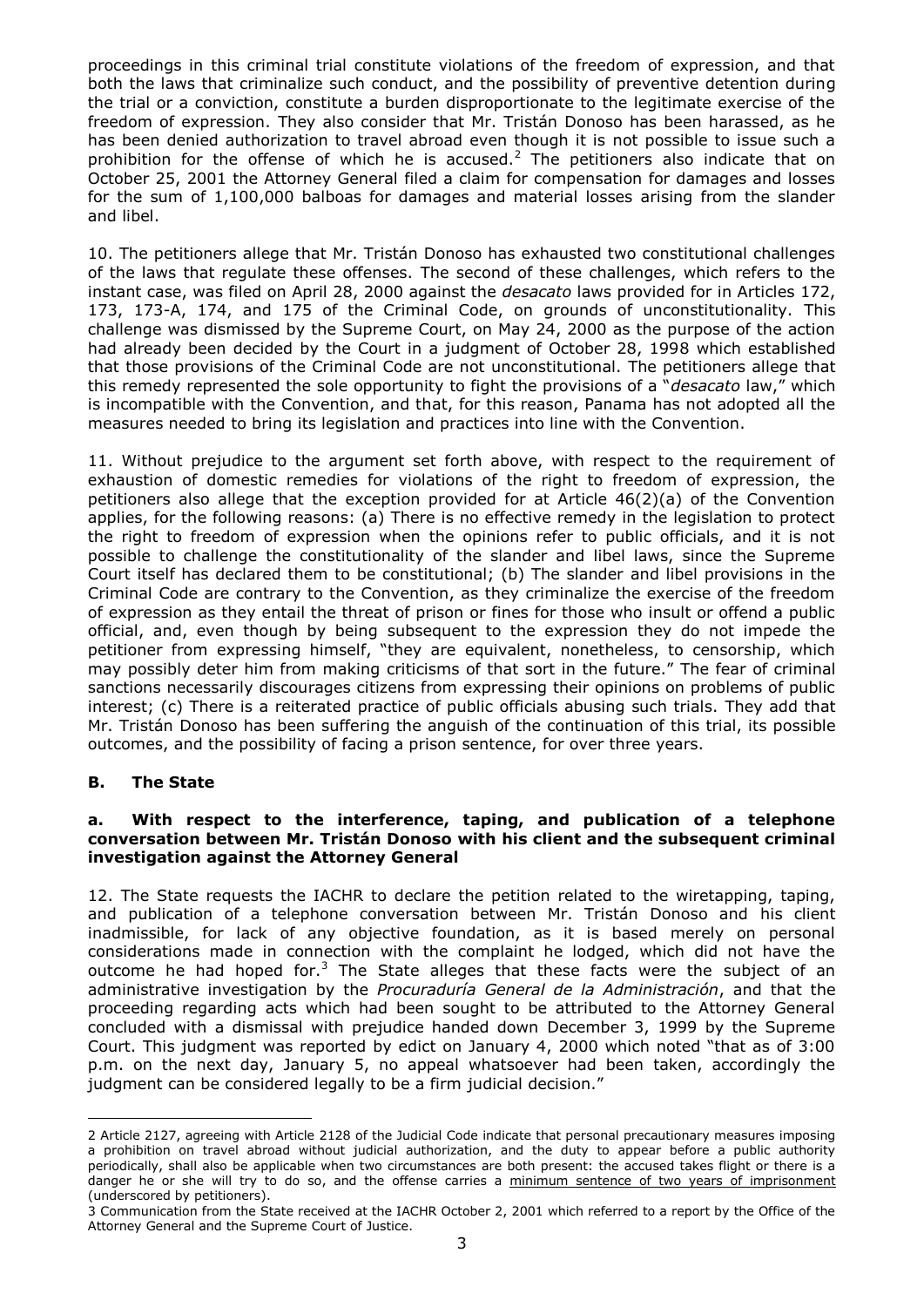proceedings in this criminal trial constitute violations of the freedom of expression, and that both the laws that criminalize such conduct, and the possibility of preventive detention during the trial or a conviction, constitute a burden disproportionate to the legitimate exercise of the freedom of expression. They also consider that Mr. Tristán Donoso has been harassed, as he has been denied authorization to travel abroad even though it is not possible to issue such a prohibition for the offense of which he is accused.[2] The petitioners also indicate that on October 25, 2001 the Attorney General filed a claim for compensation for damages and losses for the sum of 1,100,000 balboas for damages and material losses arising from the slander and libel.

10. The petitioners allege that Mr. Tristán Donoso has exhausted two constitutional challenges of the laws that regulate these offenses. The second of these challenges, which refers to the instant case, was filed on April 28, 2000 against the *desacato* laws provided for in Articles 172, 173, 173-A, 174, and 175 of the Criminal Code, on grounds of unconstitutionality. This challenge was dismissed by the Supreme Court, on May 24, 2000 as the purpose of the action had already been decided by the Court in a judgment of October 28, 1998 which established that those provisions of the Criminal Code are not unconstitutional. The petitioners allege that this remedy represented the sole opportunity to fight the provisions of a "*desacato* law," which is incompatible with the Convention, and that, for this reason, Panama has not adopted all the measures needed to bring its legislation and practices into line with the Convention.

11. Without prejudice to the argument set forth above, with respect to the requirement of exhaustion of domestic remedies for violations of the right to freedom of expression, the petitioners also allege that the exception provided for at Article 46(2)(a) of the Convention applies, for the following reasons: (a) There is no effective remedy in the legislation to protect the right to freedom of expression when the opinions refer to public officials, and it is not possible to challenge the constitutionality of the slander and libel laws, since the Supreme Court itself has declared them to be constitutional; (b) The slander and libel provisions in the Criminal Code are contrary to the Convention, as they criminalize the exercise of the freedom of expression as they entail the threat of prison or fines for those who insult or offend a public official, and, even though by being subsequent to the expression they do not impede the petitioner from expressing himself, "they are equivalent, nonetheless, to censorship, which may possibly deter him from making criticisms of that sort in the future." The fear of criminal sanctions necessarily discourages citizens from expressing their opinions on problems of public interest; (c) There is a reiterated practice of public officials abusing such trials. They add that Mr. Tristán Donoso has been suffering the anguish of the continuation of this trial, its possible outcomes, and the possibility of facing a prison sentence, for over three years.

## B. The State

### a. With respect to the interference, taping, and publication of a telephone conversation between Mr. Tristán Donoso with his client and the subsequent criminal investigation against the Attorney General

12. The State requests the IACHR to declare the petition related to the wiretapping, taping, and publication of a telephone conversation between Mr. Tristán Donoso and his client inadmissible, for lack of any objective foundation, as it is based merely on personal considerations made in connection with the complaint he lodged, which did not have the outcome he had hoped for.[3] The State alleges that these facts were the subject of an administrative investigation by the *Procuraduría General de la Administración*, and that the proceeding regarding acts which had been sought to be attributed to the Attorney General concluded with a dismissal with prejudice handed down December 3, 1999 by the Supreme Court. This judgment was reported by edict on January 4, 2000 which noted "that as of 3:00 p.m. on the next day, January 5, no appeal whatsoever had been taken, accordingly the judgment can be considered legally to be a firm judicial decision."

---

2 Article 2127, agreeing with Article 2128 of the Judicial Code indicate that personal precautionary measures imposing a prohibition on travel abroad without judicial authorization, and the duty to appear before a public authority periodically, shall also be applicable when two circumstances are both present: the accused takes flight or there is a danger he or she will try to do so, and the offense carries a <u>minimum sentence of two years of imprisonment</u> (underscored by petitioners).

3 Communication from the State received at the IACHR October 2, 2001 which referred to a report by the Office of the Attorney General and the Supreme Court of Justice.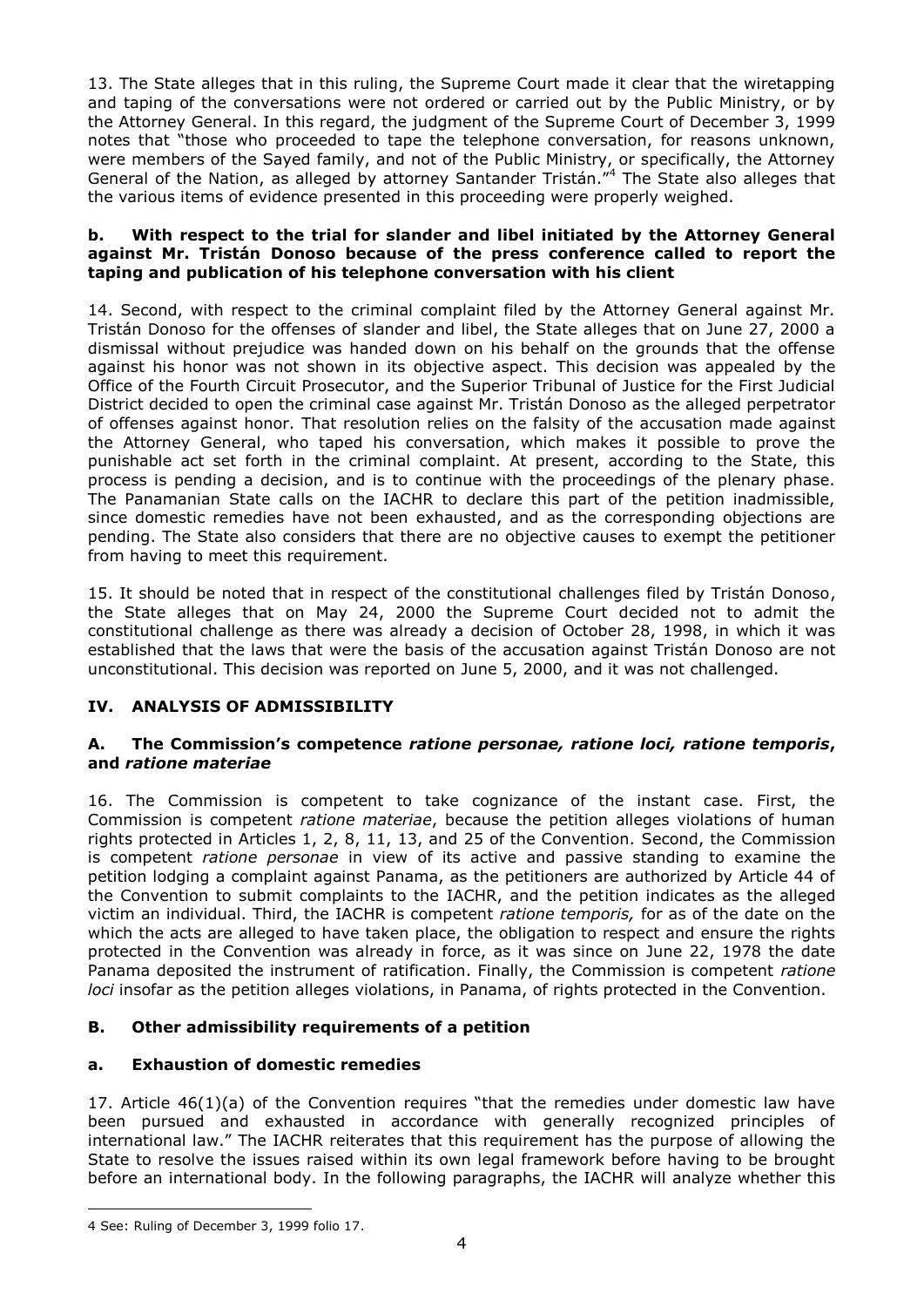13. The State alleges that in this ruling, the Supreme Court made it clear that the wiretapping and taping of the conversations were not ordered or carried out by the Public Ministry, or by the Attorney General. In this regard, the judgment of the Supreme Court of December 3, 1999 notes that "those who proceeded to tape the telephone conversation, for reasons unknown, were members of the Sayed family, and not of the Public Ministry, or specifically, the Attorney General of the Nation, as alleged by attorney Santander Tristán."[4] The State also alleges that the various items of evidence presented in this proceeding were properly weighed.

#### b. With respect to the trial for slander and libel initiated by the Attorney General against Mr. Tristán Donoso because of the press conference called to report the taping and publication of his telephone conversation with his client

14. Second, with respect to the criminal complaint filed by the Attorney General against Mr. Tristán Donoso for the offenses of slander and libel, the State alleges that on June 27, 2000 a dismissal without prejudice was handed down on his behalf on the grounds that the offense against his honor was not shown in its objective aspect. This decision was appealed by the Office of the Fourth Circuit Prosecutor, and the Superior Tribunal of Justice for the First Judicial District decided to open the criminal case against Mr. Tristán Donoso as the alleged perpetrator of offenses against honor. That resolution relies on the falsity of the accusation made against the Attorney General, who taped his conversation, which makes it possible to prove the punishable act set forth in the criminal complaint. At present, according to the State, this process is pending a decision, and is to continue with the proceedings of the plenary phase. The Panamanian State calls on the IACHR to declare this part of the petition inadmissible, since domestic remedies have not been exhausted, and as the corresponding objections are pending. The State also considers that there are no objective causes to exempt the petitioner from having to meet this requirement.

15. It should be noted that in respect of the constitutional challenges filed by Tristán Donoso, the State alleges that on May 24, 2000 the Supreme Court decided not to admit the constitutional challenge as there was already a decision of October 28, 1998, in which it was established that the laws that were the basis of the accusation against Tristán Donoso are not unconstitutional. This decision was reported on June 5, 2000, and it was not challenged.

## IV. ANALYSIS OF ADMISSIBILITY

### A. The Commission's competence *ratione personae, ratione loci, ratione temporis*, and *ratione materiae*

16. The Commission is competent to take cognizance of the instant case. First, the Commission is competent *ratione materiae*, because the petition alleges violations of human rights protected in Articles 1, 2, 8, 11, 13, and 25 of the Convention. Second, the Commission is competent *ratione personae* in view of its active and passive standing to examine the petition lodging a complaint against Panama, as the petitioners are authorized by Article 44 of the Convention to submit complaints to the IACHR, and the petition indicates as the alleged victim an individual. Third, the IACHR is competent *ratione temporis,* for as of the date on the which the acts are alleged to have taken place, the obligation to respect and ensure the rights protected in the Convention was already in force, as it was since on June 22, 1978 the date Panama deposited the instrument of ratification. Finally, the Commission is competent *ratione loci* insofar as the petition alleges violations, in Panama, of rights protected in the Convention.

### B. Other admissibility requirements of a petition

#### a. Exhaustion of domestic remedies

17. Article 46(1)(a) of the Convention requires "that the remedies under domestic law have been pursued and exhausted in accordance with generally recognized principles of international law." The IACHR reiterates that this requirement has the purpose of allowing the State to resolve the issues raised within its own legal framework before having to be brought before an international body. In the following paragraphs, the IACHR will analyze whether this

---

[4] See: Ruling of December 3, 1999 folio 17.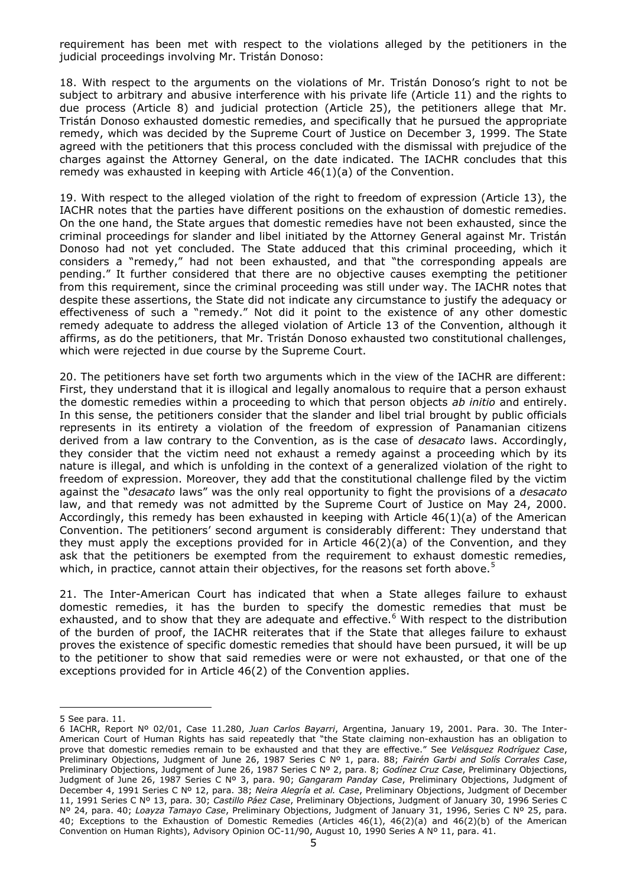requirement has been met with respect to the violations alleged by the petitioners in the judicial proceedings involving Mr. Tristán Donoso:

18. With respect to the arguments on the violations of Mr. Tristán Donoso's right to not be subject to arbitrary and abusive interference with his private life (Article 11) and the rights to due process (Article 8) and judicial protection (Article 25), the petitioners allege that Mr. Tristán Donoso exhausted domestic remedies, and specifically that he pursued the appropriate remedy, which was decided by the Supreme Court of Justice on December 3, 1999. The State agreed with the petitioners that this process concluded with the dismissal with prejudice of the charges against the Attorney General, on the date indicated. The IACHR concludes that this remedy was exhausted in keeping with Article 46(1)(a) of the Convention.

19. With respect to the alleged violation of the right to freedom of expression (Article 13), the IACHR notes that the parties have different positions on the exhaustion of domestic remedies. On the one hand, the State argues that domestic remedies have not been exhausted, since the criminal proceedings for slander and libel initiated by the Attorney General against Mr. Tristán Donoso had not yet concluded. The State adduced that this criminal proceeding, which it considers a "remedy," had not been exhausted, and that "the corresponding appeals are pending." It further considered that there are no objective causes exempting the petitioner from this requirement, since the criminal proceeding was still under way. The IACHR notes that despite these assertions, the State did not indicate any circumstance to justify the adequacy or effectiveness of such a "remedy." Not did it point to the existence of any other domestic remedy adequate to address the alleged violation of Article 13 of the Convention, although it affirms, as do the petitioners, that Mr. Tristán Donoso exhausted two constitutional challenges, which were rejected in due course by the Supreme Court.

20. The petitioners have set forth two arguments which in the view of the IACHR are different: First, they understand that it is illogical and legally anomalous to require that a person exhaust the domestic remedies within a proceeding to which that person objects *ab initio* and entirely. In this sense, the petitioners consider that the slander and libel trial brought by public officials represents in its entirety a violation of the freedom of expression of Panamanian citizens derived from a law contrary to the Convention, as is the case of *desacato* laws. Accordingly, they consider that the victim need not exhaust a remedy against a proceeding which by its nature is illegal, and which is unfolding in the context of a generalized violation of the right to freedom of expression. Moreover, they add that the constitutional challenge filed by the victim against the "*desacato* laws" was the only real opportunity to fight the provisions of a *desacato* law, and that remedy was not admitted by the Supreme Court of Justice on May 24, 2000. Accordingly, this remedy has been exhausted in keeping with Article 46(1)(a) of the American Convention. The petitioners' second argument is considerably different: They understand that they must apply the exceptions provided for in Article 46(2)(a) of the Convention, and they ask that the petitioners be exempted from the requirement to exhaust domestic remedies, which, in practice, cannot attain their objectives, for the reasons set forth above.[5]

21. The Inter-American Court has indicated that when a State alleges failure to exhaust domestic remedies, it has the burden to specify the domestic remedies that must be exhausted, and to show that they are adequate and effective.[6] With respect to the distribution of the burden of proof, the IACHR reiterates that if the State that alleges failure to exhaust proves the existence of specific domestic remedies that should have been pursued, it will be up to the petitioner to show that said remedies were or were not exhausted, or that one of the exceptions provided for in Article 46(2) of the Convention applies.

---

5 See para. 11.

6 IACHR, Report Nº 02/01, Case 11.280, *Juan Carlos Bayarri*, Argentina, January 19, 2001. Para. 30. The Inter-American Court of Human Rights has said repeatedly that "the State claiming non-exhaustion has an obligation to prove that domestic remedies remain to be exhausted and that they are effective." See *Velásquez Rodríguez Case*, Preliminary Objections, Judgment of June 26, 1987 Series C Nº 1, para. 88; *Fairén Garbi and Solís Corrales Case*, Preliminary Objections, Judgment of June 26, 1987 Series C Nº 2, para. 8; *Godínez Cruz Case*, Preliminary Objections, Judgment of June 26, 1987 Series C Nº 3, para. 90; *Gangaram Panday Case*, Preliminary Objections, Judgment of December 4, 1991 Series C Nº 12, para. 38; *Neira Alegría et al. Case*, Preliminary Objections, Judgment of December 11, 1991 Series C Nº 13, para. 30; *Castillo Páez Case*, Preliminary Objections, Judgment of January 30, 1996 Series C Nº 24, para. 40; *Loayza Tamayo Case*, Preliminary Objections, Judgment of January 31, 1996, Series C Nº 25, para. 40; Exceptions to the Exhaustion of Domestic Remedies (Articles 46(1), 46(2)(a) and 46(2)(b) of the American Convention on Human Rights), Advisory Opinion OC-11/90, August 10, 1990 Series A Nº 11, para. 41.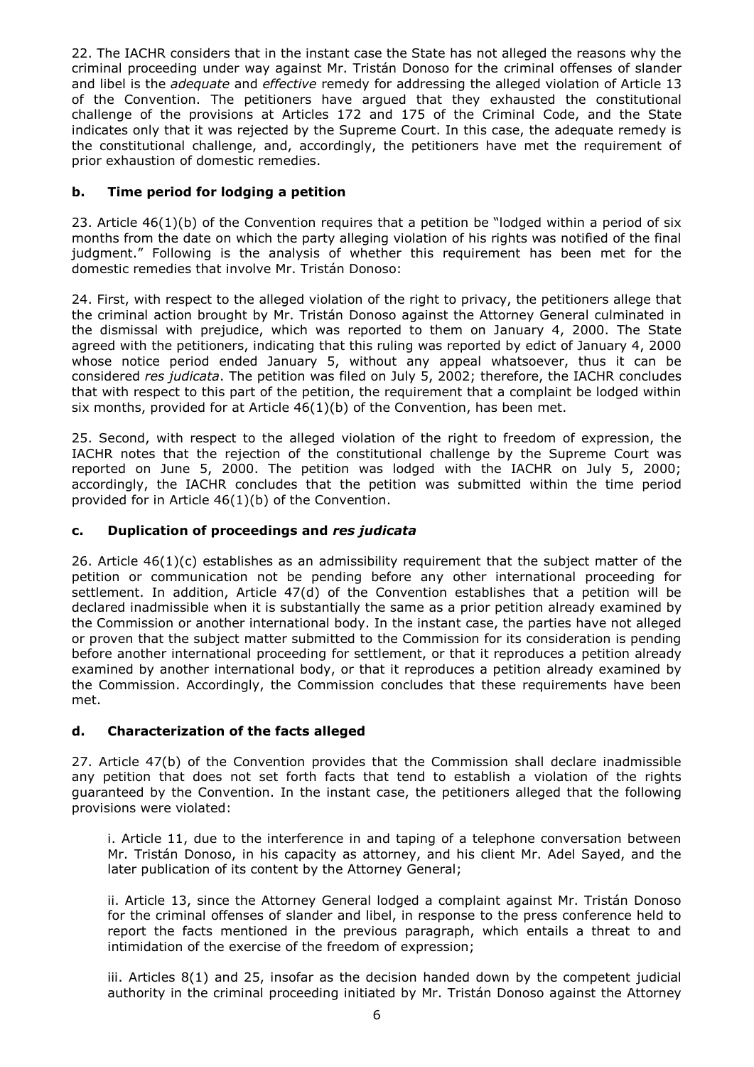22. The IACHR considers that in the instant case the State has not alleged the reasons why the criminal proceeding under way against Mr. Tristán Donoso for the criminal offenses of slander and libel is the *adequate* and *effective* remedy for addressing the alleged violation of Article 13 of the Convention. The petitioners have argued that they exhausted the constitutional challenge of the provisions at Articles 172 and 175 of the Criminal Code, and the State indicates only that it was rejected by the Supreme Court. In this case, the adequate remedy is the constitutional challenge, and, accordingly, the petitioners have met the requirement of prior exhaustion of domestic remedies.

### b. Time period for lodging a petition

23. Article 46(1)(b) of the Convention requires that a petition be "lodged within a period of six months from the date on which the party alleging violation of his rights was notified of the final judgment." Following is the analysis of whether this requirement has been met for the domestic remedies that involve Mr. Tristán Donoso:

24. First, with respect to the alleged violation of the right to privacy, the petitioners allege that the criminal action brought by Mr. Tristán Donoso against the Attorney General culminated in the dismissal with prejudice, which was reported to them on January 4, 2000. The State agreed with the petitioners, indicating that this ruling was reported by edict of January 4, 2000 whose notice period ended January 5, without any appeal whatsoever, thus it can be considered *res judicata*. The petition was filed on July 5, 2002; therefore, the IACHR concludes that with respect to this part of the petition, the requirement that a complaint be lodged within six months, provided for at Article 46(1)(b) of the Convention, has been met.

25. Second, with respect to the alleged violation of the right to freedom of expression, the IACHR notes that the rejection of the constitutional challenge by the Supreme Court was reported on June 5, 2000. The petition was lodged with the IACHR on July 5, 2000; accordingly, the IACHR concludes that the petition was submitted within the time period provided for in Article 46(1)(b) of the Convention.

### c. Duplication of proceedings and *res judicata*

26. Article 46(1)(c) establishes as an admissibility requirement that the subject matter of the petition or communication not be pending before any other international proceeding for settlement. In addition, Article 47(d) of the Convention establishes that a petition will be declared inadmissible when it is substantially the same as a prior petition already examined by the Commission or another international body. In the instant case, the parties have not alleged or proven that the subject matter submitted to the Commission for its consideration is pending before another international proceeding for settlement, or that it reproduces a petition already examined by another international body, or that it reproduces a petition already examined by the Commission. Accordingly, the Commission concludes that these requirements have been met.

### d. Characterization of the facts alleged

27. Article 47(b) of the Convention provides that the Commission shall declare inadmissible any petition that does not set forth facts that tend to establish a violation of the rights guaranteed by the Convention. In the instant case, the petitioners alleged that the following provisions were violated:

> i. Article 11, due to the interference in and taping of a telephone conversation between Mr. Tristán Donoso, in his capacity as attorney, and his client Mr. Adel Sayed, and the later publication of its content by the Attorney General;
>
> ii. Article 13, since the Attorney General lodged a complaint against Mr. Tristán Donoso for the criminal offenses of slander and libel, in response to the press conference held to report the facts mentioned in the previous paragraph, which entails a threat to and intimidation of the exercise of the freedom of expression;
>
> iii. Articles 8(1) and 25, insofar as the decision handed down by the competent judicial authority in the criminal proceeding initiated by Mr. Tristán Donoso against the Attorney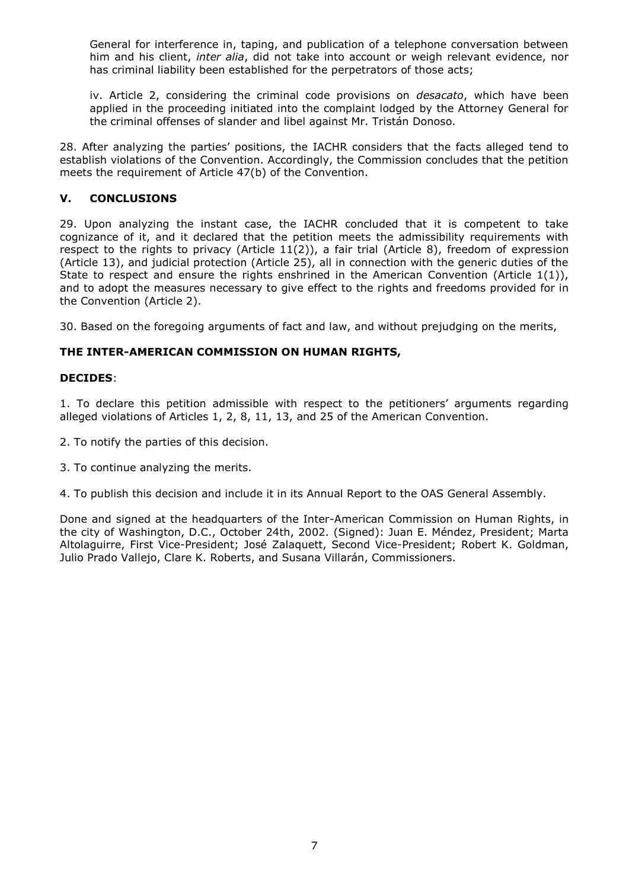General for interference in, taping, and publication of a telephone conversation between him and his client, *inter alia*, did not take into account or weigh relevant evidence, nor has criminal liability been established for the perpetrators of those acts;

iv. Article 2, considering the criminal code provisions on *desacato*, which have been applied in the proceeding initiated into the complaint lodged by the Attorney General for the criminal offenses of slander and libel against Mr. Tristán Donoso.

28. After analyzing the parties' positions, the IACHR considers that the facts alleged tend to establish violations of the Convention. Accordingly, the Commission concludes that the petition meets the requirement of Article 47(b) of the Convention.

## V. CONCLUSIONS

29. Upon analyzing the instant case, the IACHR concluded that it is competent to take cognizance of it, and it declared that the petition meets the admissibility requirements with respect to the rights to privacy (Article 11(2)), a fair trial (Article 8), freedom of expression (Article 13), and judicial protection (Article 25), all in connection with the generic duties of the State to respect and ensure the rights enshrined in the American Convention (Article 1(1)), and to adopt the measures necessary to give effect to the rights and freedoms provided for in the Convention (Article 2).

30. Based on the foregoing arguments of fact and law, and without prejudging on the merits,

**THE INTER-AMERICAN COMMISSION ON HUMAN RIGHTS,**

**DECIDES**:

1. To declare this petition admissible with respect to the petitioners' arguments regarding alleged violations of Articles 1, 2, 8, 11, 13, and 25 of the American Convention.

2. To notify the parties of this decision.

3. To continue analyzing the merits.

4. To publish this decision and include it in its Annual Report to the OAS General Assembly.

Done and signed at the headquarters of the Inter-American Commission on Human Rights, in the city of Washington, D.C., October 24th, 2002. (Signed): Juan E. Méndez, President; Marta Altolaguirre, First Vice-President; José Zalaquett, Second Vice-President; Robert K. Goldman, Julio Prado Vallejo, Clare K. Roberts, and Susana Villarán, Commissioners.